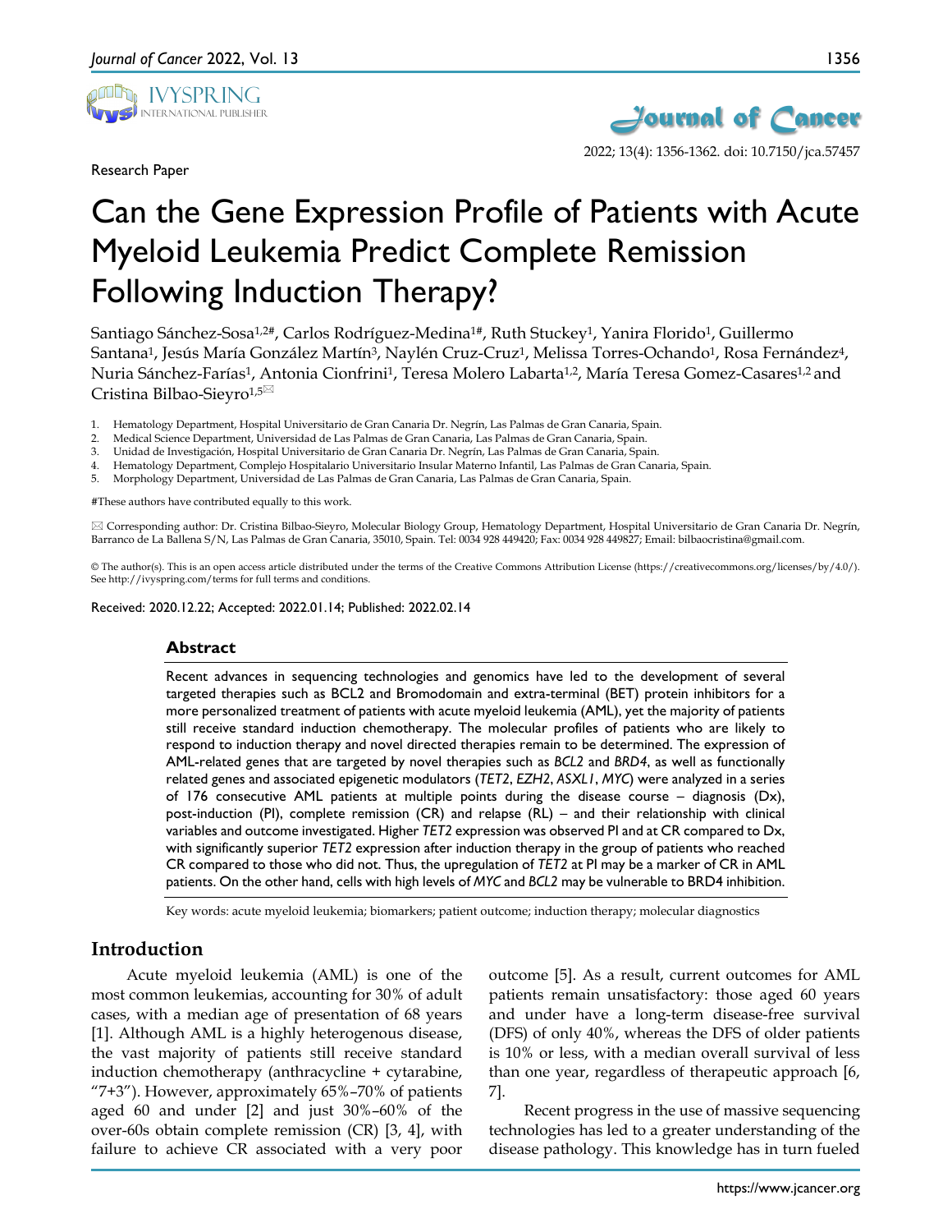Research Paper

# Can the Gene Expression Profile of Patients with Acute Myeloid Leukemia Predict Complete Remission Following Induction Therapy?

Santiago Sánchez-Sosa[1,2#], Carlos Rodríguez-Medina[1#], Ruth Stuckey[1], Yanira Florido[1], Guillermo Santana[1], Jesús María González Martín[3], Naylén Cruz-Cruz[1], Melissa Torres-Ochando[1], Rosa Fernández[4], Nuria Sánchez-Farías[1], Antonia Cionfrini[1], Teresa Molero Labarta[1,2], María Teresa Gomez-Casares[1,2] and Cristina Bilbao-Sieyro[1,5]

1. Hematology Department, Hospital Universitario de Gran Canaria Dr. Negrín, Las Palmas de Gran Canaria, Spain.
2. Medical Science Department, Universidad de Las Palmas de Gran Canaria, Las Palmas de Gran Canaria, Spain.
3. Unidad de Investigación, Hospital Universitario de Gran Canaria Dr. Negrín, Las Palmas de Gran Canaria, Spain.
4. Hematology Department, Complejo Hospitalario Universitario Insular Materno Infantil, Las Palmas de Gran Canaria, Spain.
5. Morphology Department, Universidad de Las Palmas de Gran Canaria, Las Palmas de Gran Canaria, Spain.

#These authors have contributed equally to this work.

✉ Corresponding author: Dr. Cristina Bilbao-Sieyro, Molecular Biology Group, Hematology Department, Hospital Universitario de Gran Canaria Dr. Negrín, Barranco de La Ballena S/N, Las Palmas de Gran Canaria, 35010, Spain. Tel: 0034 928 449420; Fax: 0034 928 449827; Email: bilbaocristina@gmail.com.

© The author(s). This is an open access article distributed under the terms of the Creative Commons Attribution License (https://creativecommons.org/licenses/by/4.0/). See http://ivyspring.com/terms for full terms and conditions.

Received: 2020.12.22; Accepted: 2022.01.14; Published: 2022.02.14

## Abstract

Recent advances in sequencing technologies and genomics have led to the development of several targeted therapies such as BCL2 and Bromodomain and extra-terminal (BET) protein inhibitors for a more personalized treatment of patients with acute myeloid leukemia (AML), yet the majority of patients still receive standard induction chemotherapy. The molecular profiles of patients who are likely to respond to induction therapy and novel directed therapies remain to be determined. The expression of AML-related genes that are targeted by novel therapies such as *BCL2* and *BRD4*, as well as functionally related genes and associated epigenetic modulators (*TET2*, *EZH2*, *ASXL1*, *MYC*) were analyzed in a series of 176 consecutive AML patients at multiple points during the disease course – diagnosis (Dx), post-induction (PI), complete remission (CR) and relapse (RL) – and their relationship with clinical variables and outcome investigated. Higher *TET2* expression was observed PI and at CR compared to Dx, with significantly superior *TET2* expression after induction therapy in the group of patients who reached CR compared to those who did not. Thus, the upregulation of *TET2* at PI may be a marker of CR in AML patients. On the other hand, cells with high levels of *MYC* and *BCL2* may be vulnerable to BRD4 inhibition.

Key words: acute myeloid leukemia; biomarkers; patient outcome; induction therapy; molecular diagnostics

## Introduction

Acute myeloid leukemia (AML) is one of the most common leukemias, accounting for 30% of adult cases, with a median age of presentation of 68 years [1]. Although AML is a highly heterogenous disease, the vast majority of patients still receive standard induction chemotherapy (anthracycline + cytarabine, "7+3"). However, approximately 65%–70% of patients aged 60 and under [2] and just 30%–60% of the over-60s obtain complete remission (CR) [3, 4], with failure to achieve CR associated with a very poor outcome [5]. As a result, current outcomes for AML patients remain unsatisfactory: those aged 60 years and under have a long-term disease-free survival (DFS) of only 40%, whereas the DFS of older patients is 10% or less, with a median overall survival of less than one year, regardless of therapeutic approach [6, 7].

Recent progress in the use of massive sequencing technologies has led to a greater understanding of the disease pathology. This knowledge has in turn fueled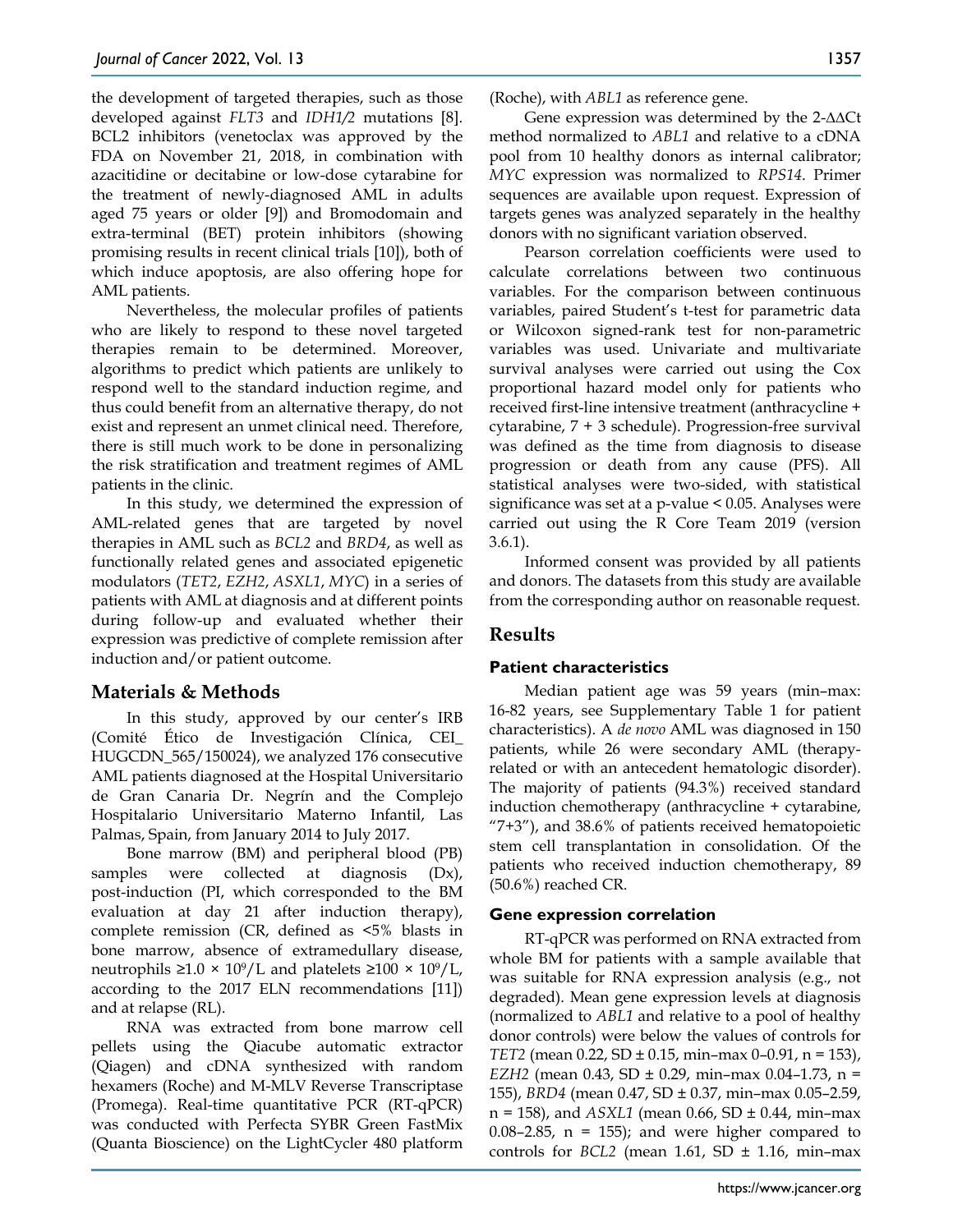the development of targeted therapies, such as those developed against *FLT3* and *IDH1/2* mutations [8]. BCL2 inhibitors (venetoclax was approved by the FDA on November 21, 2018, in combination with azacitidine or decitabine or low-dose cytarabine for the treatment of newly-diagnosed AML in adults aged 75 years or older [9]) and Bromodomain and extra-terminal (BET) protein inhibitors (showing promising results in recent clinical trials [10]), both of which induce apoptosis, are also offering hope for AML patients.

Nevertheless, the molecular profiles of patients who are likely to respond to these novel targeted therapies remain to be determined. Moreover, algorithms to predict which patients are unlikely to respond well to the standard induction regime, and thus could benefit from an alternative therapy, do not exist and represent an unmet clinical need. Therefore, there is still much work to be done in personalizing the risk stratification and treatment regimes of AML patients in the clinic.

In this study, we determined the expression of AML-related genes that are targeted by novel therapies in AML such as *BCL2* and *BRD4*, as well as functionally related genes and associated epigenetic modulators (*TET2*, *EZH2*, *ASXL1*, *MYC*) in a series of patients with AML at diagnosis and at different points during follow-up and evaluated whether their expression was predictive of complete remission after induction and/or patient outcome.

## Materials & Methods

In this study, approved by our center's IRB (Comité Ético de Investigación Clínica, CEI_ HUGCDN_565/150024), we analyzed 176 consecutive AML patients diagnosed at the Hospital Universitario de Gran Canaria Dr. Negrín and the Complejo Hospitalario Universitario Materno Infantil, Las Palmas, Spain, from January 2014 to July 2017.

Bone marrow (BM) and peripheral blood (PB) samples were collected at diagnosis (Dx), post-induction (PI, which corresponded to the BM evaluation at day 21 after induction therapy), complete remission (CR, defined as <5% blasts in bone marrow, absence of extramedullary disease, neutrophils $\geq 1.0 \times 10^9$/L and platelets $\geq 100 \times 10^9$/L, according to the 2017 ELN recommendations [11]) and at relapse (RL).

RNA was extracted from bone marrow cell pellets using the Qiacube automatic extractor (Qiagen) and cDNA synthesized with random hexamers (Roche) and M-MLV Reverse Transcriptase (Promega). Real-time quantitative PCR (RT-qPCR) was conducted with Perfecta SYBR Green FastMix (Quanta Bioscience) on the LightCycler 480 platform (Roche), with *ABL1* as reference gene.

Gene expression was determined by the $2^{-\Delta\Delta Ct}$ method normalized to *ABL1* and relative to a cDNA pool from 10 healthy donors as internal calibrator; *MYC* expression was normalized to *RPS14*. Primer sequences are available upon request. Expression of targets genes was analyzed separately in the healthy donors with no significant variation observed.

Pearson correlation coefficients were used to calculate correlations between two continuous variables. For the comparison between continuous variables, paired Student's t-test for parametric data or Wilcoxon signed-rank test for non-parametric variables was used. Univariate and multivariate survival analyses were carried out using the Cox proportional hazard model only for patients who received first-line intensive treatment (anthracycline + cytarabine, 7 + 3 schedule). Progression-free survival was defined as the time from diagnosis to disease progression or death from any cause (PFS). All statistical analyses were two-sided, with statistical significance was set at a p-value < 0.05. Analyses were carried out using the R Core Team 2019 (version 3.6.1).

Informed consent was provided by all patients and donors. The datasets from this study are available from the corresponding author on reasonable request.

## Results

### Patient characteristics

Median patient age was 59 years (min–max: 16-82 years, see Supplementary Table 1 for patient characteristics). A *de novo* AML was diagnosed in 150 patients, while 26 were secondary AML (therapy-related or with an antecedent hematologic disorder). The majority of patients (94.3%) received standard induction chemotherapy (anthracycline + cytarabine, "7+3"), and 38.6% of patients received hematopoietic stem cell transplantation in consolidation. Of the patients who received induction chemotherapy, 89 (50.6%) reached CR.

### Gene expression correlation

RT-qPCR was performed on RNA extracted from whole BM for patients with a sample available that was suitable for RNA expression analysis (e.g., not degraded). Mean gene expression levels at diagnosis (normalized to *ABL1* and relative to a pool of healthy donor controls) were below the values of controls for *TET2* (mean 0.22, SD ± 0.15, min–max 0–0.91, n = 153), *EZH2* (mean 0.43, SD ± 0.29, min–max 0.04–1.73, n = 155), *BRD4* (mean 0.47, SD ± 0.37, min–max 0.05–2.59, n = 158), and *ASXL1* (mean 0.66, SD ± 0.44, min–max 0.08–2.85, n = 155); and were higher compared to controls for *BCL2* (mean 1.61, SD ± 1.16, min–max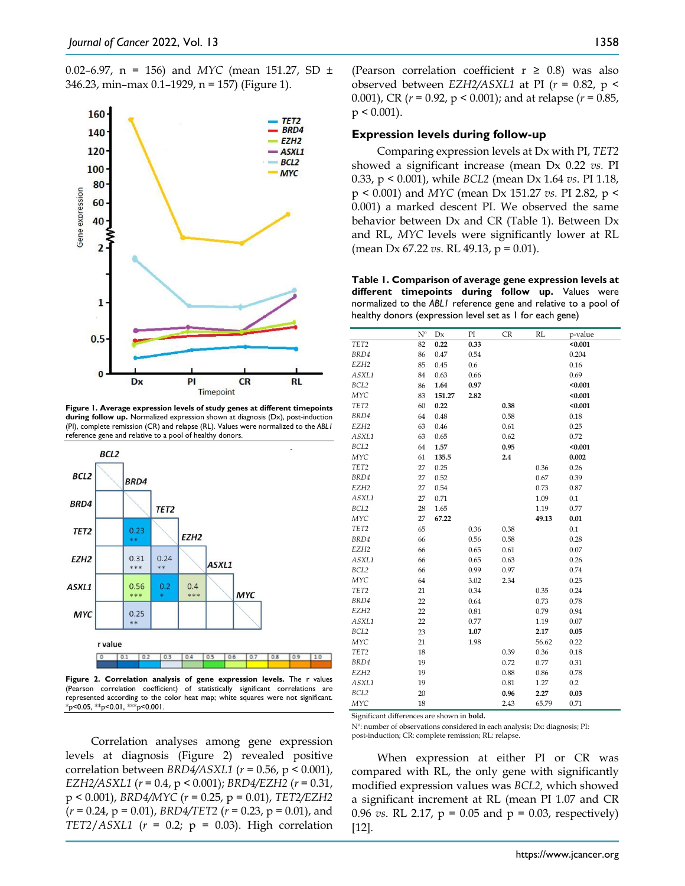0.02–6.97, n = 156) and *MYC* (mean 151.27, SD ± 346.23, min–max 0.1–1929, n = 157) (Figure 1).

**Figure 1. Average expression levels of study genes at different timepoints during follow up.** Normalized expression shown at diagnosis (Dx), post-induction (PI), complete remission (CR) and relapse (RL). Values were normalized to the *ABL1* reference gene and relative to a pool of healthy donors.

**Figure 2. Correlation analysis of gene expression levels.** The r values (Pearson correlation coefficient) of statistically significant correlations are represented according to the color heat map; white squares were not significant. *p<0.05, **p<0.01, ***p<0.001.

Correlation analyses among gene expression levels at diagnosis (Figure 2) revealed positive correlation between *BRD4/ASXL1* ($r = 0.56$, $p < 0.001$), *EZH2/ASXL1* ($r = 0.4$, $p < 0.001$); *BRD4/EZH2* ($r = 0.31$, $p < 0.001$), *BRD4/MYC* ($r = 0.25$, $p = 0.01$), *TET2/EZH2* ($r = 0.24$, $p = 0.01$), *BRD4/TET2* ($r = 0.23$, $p = 0.01$), and *TET2/ASXL1* ($r = 0.2$; $p = 0.03$). High correlation (Pearson correlation coefficient $r \geq 0.8$) was also observed between *EZH2/ASXL1* at PI ($r = 0.82$, $p < 0.001$), CR ($r = 0.92$, $p < 0.001$); and at relapse ($r = 0.85$, $p < 0.001$).

## Expression levels during follow-up

Comparing expression levels at Dx with PI, *TET2* showed a significant increase (mean Dx 0.22 *vs.* PI 0.33, $p < 0.001$), while *BCL2* (mean Dx 1.64 *vs.* PI 1.18, $p < 0.001$) and *MYC* (mean Dx 151.27 *vs.* PI 2.82, $p < 0.001$) a marked descent PI. We observed the same behavior between Dx and CR (Table 1). Between Dx and RL, *MYC* levels were significantly lower at RL (mean Dx 67.22 *vs.* RL 49.13, $p = 0.01$).

**Table 1. Comparison of average gene expression levels at different timepoints during follow up.** Values were normalized to the *ABL1* reference gene and relative to a pool of healthy donors (expression level set as 1 for each gene)

| | Nº | Dx | PI | CR | RL | p-value |
|---|---|---|---|---|---|---|
| *TET2* | 82 | **0.22** | **0.33** | | | **<0.001** |
| *BRD4* | 86 | 0.47 | 0.54 | | | 0.204 |
| *EZH2* | 85 | 0.45 | 0.6 | | | 0.16 |
| *ASXL1* | 84 | 0.63 | 0.66 | | | 0.69 |
| *BCL2* | 86 | **1.64** | **0.97** | | | **<0.001** |
| *MYC* | 83 | **151.27** | **2.82** | | | **<0.001** |
| *TET2* | 60 | **0.22** | | **0.38** | | **<0.001** |
| *BRD4* | 64 | 0.48 | | 0.58 | | 0.18 |
| *EZH2* | 63 | 0.46 | | 0.61 | | 0.25 |
| *ASXL1* | 63 | 0.65 | | 0.62 | | 0.72 |
| *BCL2* | 64 | **1.57** | | **0.95** | | **<0.001** |
| *MYC* | 61 | **135.5** | | **2.4** | | **0.002** |
| *TET2* | 27 | 0.25 | | | 0.36 | 0.26 |
| *BRD4* | 27 | 0.52 | | | 0.67 | 0.39 |
| *EZH2* | 27 | 0.54 | | | 0.73 | 0.87 |
| *ASXL1* | 27 | 0.71 | | | 1.09 | 0.1 |
| *BCL2* | 28 | 1.65 | | | 1.19 | 0.77 |
| *MYC* | 27 | **67.22** | | | **49.13** | **0.01** |
| *TET2* | 65 | | 0.36 | 0.38 | | 0.1 |
| *BRD4* | 66 | | 0.56 | 0.58 | | 0.28 |
| *EZH2* | 66 | | 0.65 | 0.61 | | 0.07 |
| *ASXL1* | 66 | | 0.65 | 0.63 | | 0.26 |
| *BCL2* | 66 | | 0.99 | 0.97 | | 0.74 |
| *MYC* | 64 | | 3.02 | 2.34 | | 0.25 |
| *TET2* | 21 | | 0.34 | | 0.35 | 0.24 |
| *BRD4* | 22 | | 0.64 | | 0.73 | 0.78 |
| *EZH2* | 22 | | 0.81 | | 0.79 | 0.94 |
| *ASXL1* | 22 | | 0.77 | | 1.19 | 0.07 |
| *BCL2* | 23 | | **1.07** | | **2.17** | **0.05** |
| *MYC* | 21 | | 1.98 | | 56.62 | 0.22 |
| *TET2* | 18 | | | 0.39 | 0.36 | 0.18 |
| *BRD4* | 19 | | | 0.72 | 0.77 | 0.31 |
| *EZH2* | 19 | | | 0.88 | 0.86 | 0.78 |
| *ASXL1* | 19 | | | 0.81 | 1.27 | 0.2 |
| *BCL2* | 20 | | | **0.96** | **2.27** | **0.03** |
| *MYC* | 18 | | | 2.43 | 65.79 | 0.71 |

Significant differences are shown in **bold**.

Nº: number of observations considered in each analysis; Dx: diagnosis; PI: post-induction; CR: complete remission; RL: relapse.

When expression at either PI or CR was compared with RL, the only gene with significantly modified expression values was *BCL2,* which showed a significant increment at RL (mean PI 1.07 and CR 0.96 *vs.* RL 2.17, $p = 0.05$ and $p = 0.03$, respectively) [12].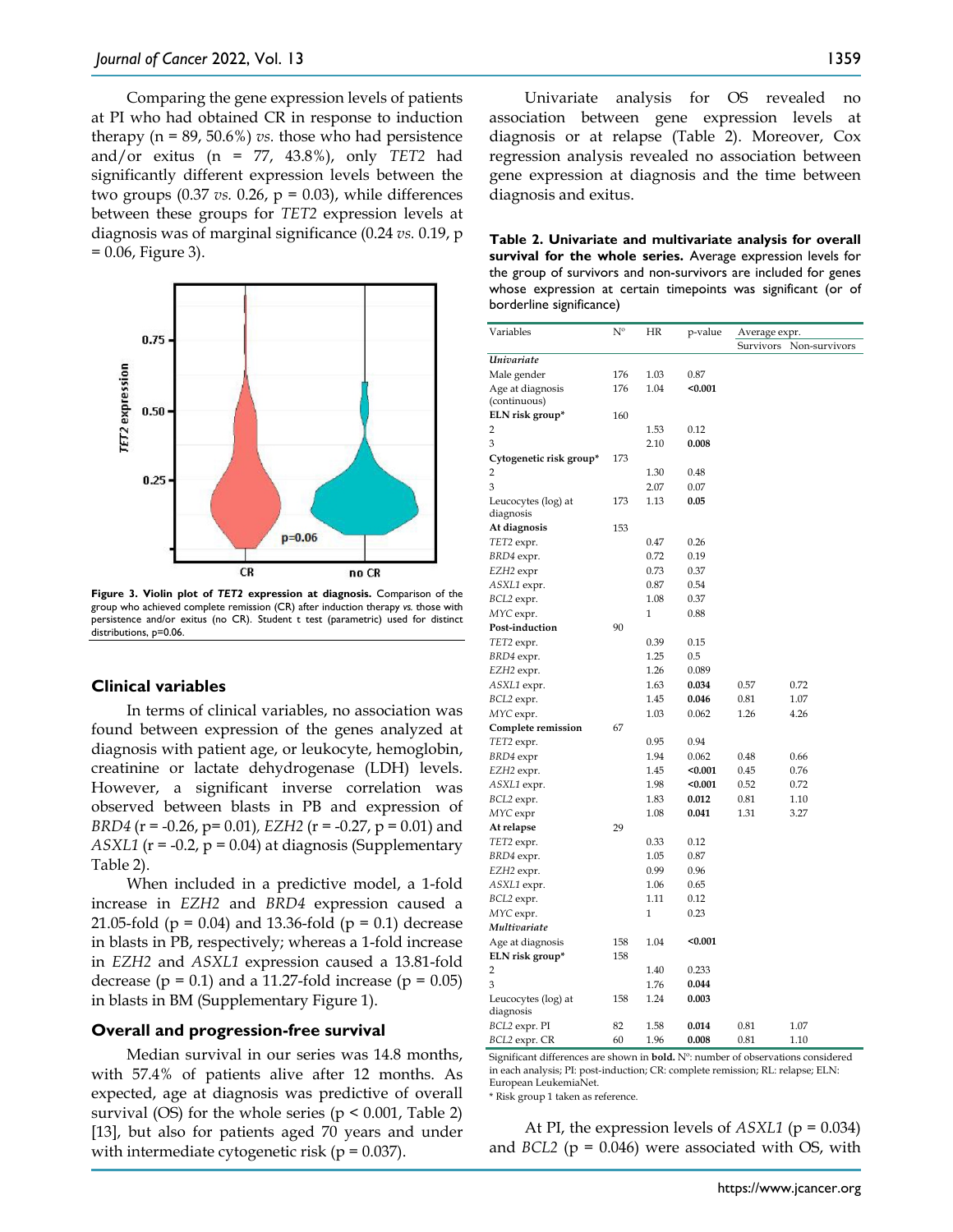Comparing the gene expression levels of patients at PI who had obtained CR in response to induction therapy (n = 89, 50.6%) *vs.* those who had persistence and/or exitus (n = 77, 43.8%), only *TET2* had significantly different expression levels between the two groups (0.37 *vs.* 0.26, p = 0.03), while differences between these groups for *TET2* expression levels at diagnosis was of marginal significance (0.24 *vs.* 0.19, p = 0.06, Figure 3).

**Figure 3. Violin plot of *TET2* expression at diagnosis.** Comparison of the group who achieved complete remission (CR) after induction therapy *vs.* those with persistence and/or exitus (no CR). Student t test (parametric) used for distinct distributions, p=0.06.

### Clinical variables

In terms of clinical variables, no association was found between expression of the genes analyzed at diagnosis with patient age, or leukocyte, hemoglobin, creatinine or lactate dehydrogenase (LDH) levels. However, a significant inverse correlation was observed between blasts in PB and expression of *BRD4* (r = -0.26, p= 0.01), *EZH2* (r = -0.27, p = 0.01) and *ASXL1* (r = -0.2, p = 0.04) at diagnosis (Supplementary Table 2).

When included in a predictive model, a 1-fold increase in *EZH2* and *BRD4* expression caused a 21.05-fold (p = 0.04) and 13.36-fold (p = 0.1) decrease in blasts in PB, respectively; whereas a 1-fold increase in *EZH2* and *ASXL1* expression caused a 13.81-fold decrease (p = 0.1) and a 11.27-fold increase (p = 0.05) in blasts in BM (Supplementary Figure 1).

### Overall and progression-free survival

Median survival in our series was 14.8 months, with 57.4% of patients alive after 12 months. As expected, age at diagnosis was predictive of overall survival (OS) for the whole series (p < 0.001, Table 2) [13], but also for patients aged 70 years and under with intermediate cytogenetic risk (p = 0.037).

Univariate analysis for OS revealed no association between gene expression levels at diagnosis or at relapse (Table 2). Moreover, Cox regression analysis revealed no association between gene expression at diagnosis and the time between diagnosis and exitus.

**Table 2. Univariate and multivariate analysis for overall survival for the whole series.** Average expression levels for the group of survivors and non-survivors are included for genes whose expression at certain timepoints was significant (or of borderline significance)

| Variables | Nº | HR | p-value | Average expr. | |
|---|---|---|---|---|---|
| | | | | Survivors | Non-survivors |
| ***Univariate*** | | | | | |
| Male gender | 176 | 1.03 | 0.87 | | |
| Age at diagnosis (continuous) | 176 | 1.04 | **<0.001** | | |
| **ELN risk group*** | 160 | | | | |
| 2 | | 1.53 | 0.12 | | |
| 3 | | 2.10 | **0.008** | | |
| **Cytogenetic risk group*** | 173 | | | | |
| 2 | | 1.30 | 0.48 | | |
| 3 | | 2.07 | 0.07 | | |
| Leucocytes (log) at diagnosis | 173 | 1.13 | **0.05** | | |
| **At diagnosis** | 153 | | | | |
| *TET2* expr. | | 0.47 | 0.26 | | |
| *BRD4* expr. | | 0.72 | 0.19 | | |
| *EZH2* expr | | 0.73 | 0.37 | | |
| *ASXL1* expr. | | 0.87 | 0.54 | | |
| *BCL2* expr. | | 1.08 | 0.37 | | |
| *MYC* expr. | | 1 | 0.88 | | |
| **Post-induction** | 90 | | | | |
| *TET2* expr. | | 0.39 | 0.15 | | |
| *BRD4* expr. | | 1.25 | 0.5 | | |
| *EZH2* expr. | | 1.26 | 0.089 | | |
| *ASXL1* expr. | | 1.63 | **0.034** | 0.57 | 0.72 |
| *BCL2* expr. | | 1.45 | **0.046** | 0.81 | 1.07 |
| *MYC* expr. | | 1.03 | 0.062 | 1.26 | 4.26 |
| **Complete remission** | 67 | | | | |
| *TET2* expr. | | 0.95 | 0.94 | | |
| *BRD4* expr | | 1.94 | 0.062 | 0.48 | 0.66 |
| *EZH2* expr. | | 1.45 | **<0.001** | 0.45 | 0.76 |
| *ASXL1* expr. | | 1.98 | **<0.001** | 0.52 | 0.72 |
| *BCL2* expr. | | 1.83 | **0.012** | 0.81 | 1.10 |
| *MYC* expr | | 1.08 | **0.041** | 1.31 | 3.27 |
| **At relapse** | 29 | | | | |
| *TET2* expr. | | 0.33 | 0.12 | | |
| *BRD4* expr. | | 1.05 | 0.87 | | |
| *EZH2* expr. | | 0.99 | 0.96 | | |
| *ASXL1* expr. | | 1.06 | 0.65 | | |
| *BCL2* expr. | | 1.11 | 0.12 | | |
| *MYC* expr. | | 1 | 0.23 | | |
| ***Multivariate*** | | | | | |
| Age at diagnosis | 158 | 1.04 | **<0.001** | | |
| **ELN risk group*** | 158 | | | | |
| 2 | | 1.40 | 0.233 | | |
| 3 | | 1.76 | **0.044** | | |
| Leucocytes (log) at diagnosis | 158 | 1.24 | **0.003** | | |
| *BCL2* expr. PI | 82 | 1.58 | **0.014** | 0.81 | 1.07 |
| *BCL2* expr. CR | 60 | 1.96 | **0.008** | 0.81 | 1.10 |

Significant differences are shown in **bold.** Nº: number of observations considered in each analysis; PI: post-induction; CR: complete remission; RL: relapse; ELN: European LeukemiaNet.

* Risk group 1 taken as reference.

At PI, the expression levels of *ASXL1* (p = 0.034) and *BCL2* (p = 0.046) were associated with OS, with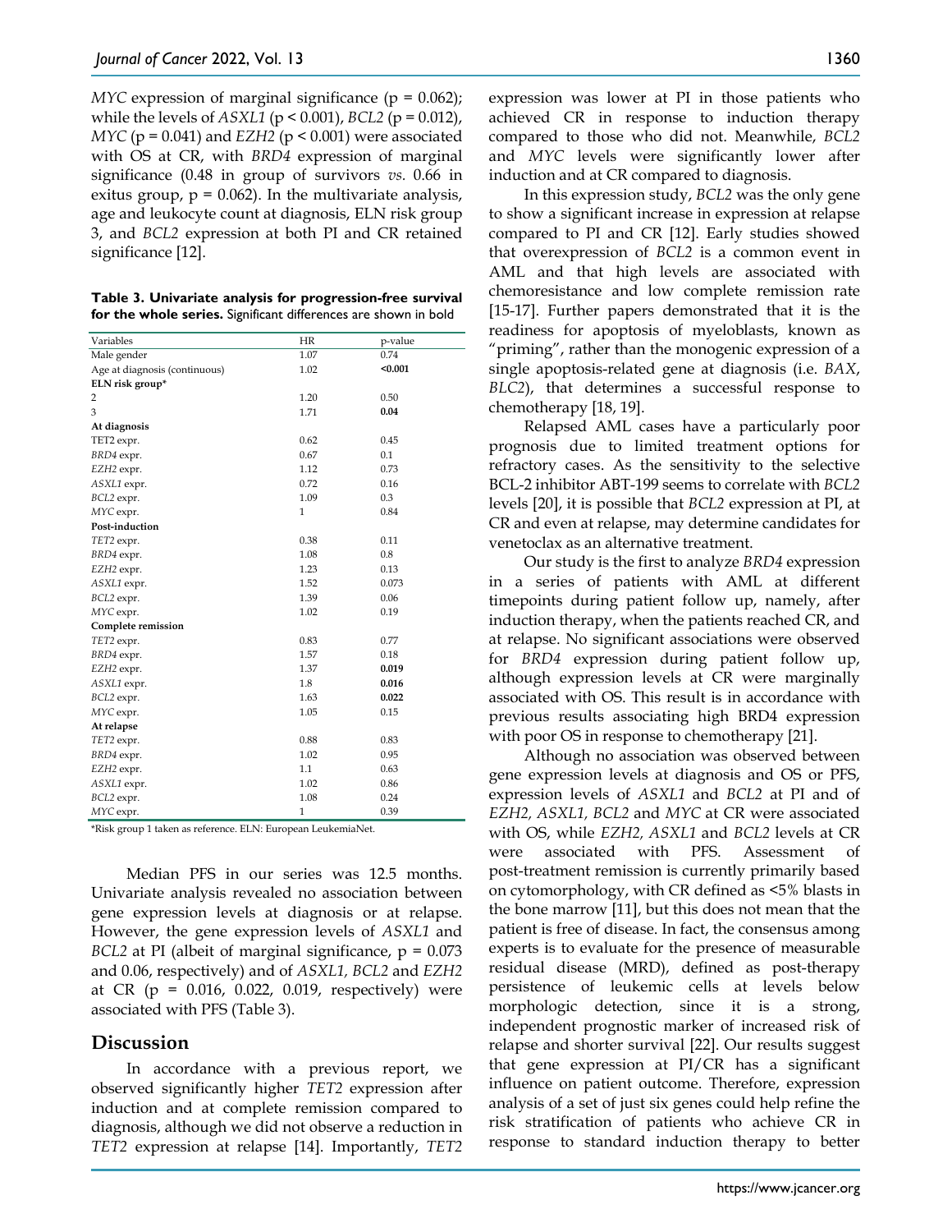*MYC* expression of marginal significance (p = 0.062); while the levels of *ASXL1* (p < 0.001), *BCL2* (p = 0.012), *MYC* (p = 0.041) and *EZH2* (p < 0.001) were associated with OS at CR, with *BRD4* expression of marginal significance (0.48 in group of survivors *vs.* 0.66 in exitus group, p = 0.062). In the multivariate analysis, age and leukocyte count at diagnosis, ELN risk group 3, and *BCL2* expression at both PI and CR retained significance [12].

**Table 3. Univariate analysis for progression-free survival for the whole series.** Significant differences are shown in bold

| Variables | HR | p-value |
|---|---|---|
| Male gender | 1.07 | 0.74 |
| Age at diagnosis (continuous) | 1.02 | **<0.001** |
| **ELN risk group*** | | |
| 2 | 1.20 | 0.50 |
| 3 | 1.71 | **0.04** |
| **At diagnosis** | | |
| TET2 expr. | 0.62 | 0.45 |
| *BRD4* expr. | 0.67 | 0.1 |
| *EZH2* expr. | 1.12 | 0.73 |
| *ASXL1* expr. | 0.72 | 0.16 |
| *BCL2* expr. | 1.09 | 0.3 |
| *MYC* expr. | 1 | 0.84 |
| **Post-induction** | | |
| *TET2* expr. | 0.38 | 0.11 |
| *BRD4* expr. | 1.08 | 0.8 |
| *EZH2* expr. | 1.23 | 0.13 |
| *ASXL1* expr. | 1.52 | 0.073 |
| *BCL2* expr. | 1.39 | 0.06 |
| *MYC* expr. | 1.02 | 0.19 |
| **Complete remission** | | |
| *TET2* expr. | 0.83 | 0.77 |
| *BRD4* expr. | 1.57 | 0.18 |
| *EZH2* expr. | 1.37 | **0.019** |
| *ASXL1* expr. | 1.8 | **0.016** |
| *BCL2* expr. | 1.63 | **0.022** |
| *MYC* expr. | 1.05 | 0.15 |
| **At relapse** | | |
| *TET2* expr. | 0.88 | 0.83 |
| *BRD4* expr. | 1.02 | 0.95 |
| *EZH2* expr. | 1.1 | 0.63 |
| *ASXL1* expr. | 1.02 | 0.86 |
| *BCL2* expr. | 1.08 | 0.24 |
| *MYC* expr. | 1 | 0.39 |

*Risk group 1 taken as reference. ELN: European LeukemiaNet.

Median PFS in our series was 12.5 months. Univariate analysis revealed no association between gene expression levels at diagnosis or at relapse. However, the gene expression levels of *ASXL1* and *BCL2* at PI (albeit of marginal significance, p = 0.073 and 0.06, respectively) and of *ASXL1, BCL2* and *EZH2* at CR (p = 0.016, 0.022, 0.019, respectively) were associated with PFS (Table 3).

## Discussion

In accordance with a previous report, we observed significantly higher *TET2* expression after induction and at complete remission compared to diagnosis, although we did not observe a reduction in *TET2* expression at relapse [14]. Importantly, *TET2* expression was lower at PI in those patients who achieved CR in response to induction therapy compared to those who did not. Meanwhile, *BCL2* and *MYC* levels were significantly lower after induction and at CR compared to diagnosis.

In this expression study, *BCL2* was the only gene to show a significant increase in expression at relapse compared to PI and CR [12]. Early studies showed that overexpression of *BCL2* is a common event in AML and that high levels are associated with chemoresistance and low complete remission rate [15-17]. Further papers demonstrated that it is the readiness for apoptosis of myeloblasts, known as "priming", rather than the monogenic expression of a single apoptosis-related gene at diagnosis (i.e. *BAX*, *BLC2*), that determines a successful response to chemotherapy [18, 19].

Relapsed AML cases have a particularly poor prognosis due to limited treatment options for refractory cases. As the sensitivity to the selective BCL-2 inhibitor ABT-199 seems to correlate with *BCL2* levels [20], it is possible that *BCL2* expression at PI, at CR and even at relapse, may determine candidates for venetoclax as an alternative treatment.

Our study is the first to analyze *BRD4* expression in a series of patients with AML at different timepoints during patient follow up, namely, after induction therapy, when the patients reached CR, and at relapse. No significant associations were observed for *BRD4* expression during patient follow up, although expression levels at CR were marginally associated with OS. This result is in accordance with previous results associating high BRD4 expression with poor OS in response to chemotherapy [21].

Although no association was observed between gene expression levels at diagnosis and OS or PFS, expression levels of *ASXL1* and *BCL2* at PI and of *EZH2, ASXL1, BCL2* and *MYC* at CR were associated with OS, while *EZH2, ASXL1* and *BCL2* levels at CR were associated with PFS. Assessment of post-treatment remission is currently primarily based on cytomorphology, with CR defined as <5% blasts in the bone marrow [11], but this does not mean that the patient is free of disease. In fact, the consensus among experts is to evaluate for the presence of measurable residual disease (MRD), defined as post-therapy persistence of leukemic cells at levels below morphologic detection, since it is a strong, independent prognostic marker of increased risk of relapse and shorter survival [22]. Our results suggest that gene expression at PI/CR has a significant influence on patient outcome. Therefore, expression analysis of a set of just six genes could help refine the risk stratification of patients who achieve CR in response to standard induction therapy to better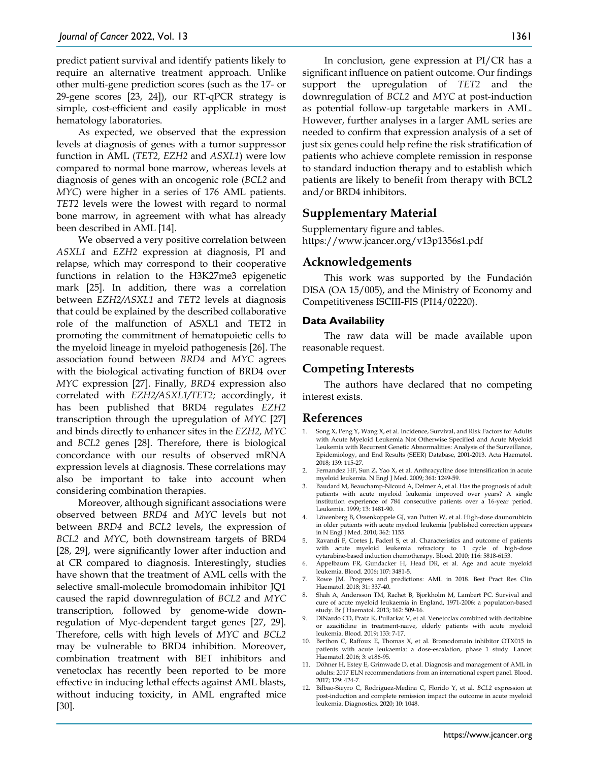predict patient survival and identify patients likely to require an alternative treatment approach. Unlike other multi-gene prediction scores (such as the 17- or 29-gene scores [23, 24]), our RT-qPCR strategy is simple, cost-efficient and easily applicable in most hematology laboratories.

As expected, we observed that the expression levels at diagnosis of genes with a tumor suppressor function in AML (*TET2, EZH2* and *ASXL1*) were low compared to normal bone marrow, whereas levels at diagnosis of genes with an oncogenic role (*BCL2* and *MYC*) were higher in a series of 176 AML patients. *TET2* levels were the lowest with regard to normal bone marrow, in agreement with what has already been described in AML [14].

We observed a very positive correlation between *ASXL1* and *EZH2* expression at diagnosis, PI and relapse, which may correspond to their cooperative functions in relation to the H3K27me3 epigenetic mark [25]. In addition, there was a correlation between *EZH2/ASXL1* and *TET2* levels at diagnosis that could be explained by the described collaborative role of the malfunction of ASXL1 and TET2 in promoting the commitment of hematopoietic cells to the myeloid lineage in myeloid pathogenesis [26]. The association found between *BRD4* and *MYC* agrees with the biological activating function of BRD4 over *MYC* expression [27]. Finally, *BRD4* expression also correlated with *EZH2/ASXL1/TET2;* accordingly, it has been published that BRD4 regulates *EZH2* transcription through the upregulation of *MYC* [27] and binds directly to enhancer sites in the *EZH2, MYC* and *BCL2* genes [28]. Therefore, there is biological concordance with our results of observed mRNA expression levels at diagnosis. These correlations may also be important to take into account when considering combination therapies.

Moreover, although significant associations were observed between *BRD4* and *MYC* levels but not between *BRD4* and *BCL2* levels, the expression of *BCL2* and *MYC*, both downstream targets of BRD4 [28, 29], were significantly lower after induction and at CR compared to diagnosis. Interestingly, studies have shown that the treatment of AML cells with the selective small-molecule bromodomain inhibitor JQ1 caused the rapid downregulation of *BCL2* and *MYC* transcription, followed by genome-wide down-regulation of Myc-dependent target genes [27, 29]. Therefore, cells with high levels of *MYC* and *BCL2* may be vulnerable to BRD4 inhibition. Moreover, combination treatment with BET inhibitors and venetoclax has recently been reported to be more effective in inducing lethal effects against AML blasts, without inducing toxicity, in AML engrafted mice [30].

In conclusion, gene expression at PI/CR has a significant influence on patient outcome. Our findings support the upregulation of *TET2* and the downregulation of *BCL2* and *MYC* at post-induction as potential follow-up targetable markers in AML. However, further analyses in a larger AML series are needed to confirm that expression analysis of a set of just six genes could help refine the risk stratification of patients who achieve complete remission in response to standard induction therapy and to establish which patients are likely to benefit from therapy with BCL2 and/or BRD4 inhibitors.

## Supplementary Material

Supplementary figure and tables.
https://www.jcancer.org/v13p1356s1.pdf

## Acknowledgements

This work was supported by the Fundación DISA (OA 15/005), and the Ministry of Economy and Competitiveness ISCIII-FIS (PI14/02220).

### Data Availability

The raw data will be made available upon reasonable request.

## Competing Interests

The authors have declared that no competing interest exists.

## References

1. Song X, Peng Y, Wang X, et al. Incidence, Survival, and Risk Factors for Adults with Acute Myeloid Leukemia Not Otherwise Specified and Acute Myeloid Leukemia with Recurrent Genetic Abnormalities: Analysis of the Surveillance, Epidemiology, and End Results (SEER) Database, 2001-2013. Acta Haematol. 2018; 139: 115-27.
2. Fernandez HF, Sun Z, Yao X, et al. Anthracycline dose intensification in acute myeloid leukemia. N Engl J Med. 2009; 361: 1249-59.
3. Baudard M, Beauchamp-Nicoud A, Delmer A, et al. Has the prognosis of adult patients with acute myeloid leukemia improved over years? A single institution experience of 784 consecutive patients over a 16-year period. Leukemia. 1999; 13: 1481-90.
4. Löwenberg B, Ossenkoppele GJ, van Putten W, et al. High-dose daunorubicin in older patients with acute myeloid leukemia [published correction appears in N Engl J Med. 2010; 362: 1155.
5. Ravandi F, Cortes J, Faderl S, et al. Characteristics and outcome of patients with acute myeloid leukemia refractory to 1 cycle of high-dose cytarabine-based induction chemotherapy. Blood. 2010; 116: 5818-6153.
6. Appelbaum FR, Gundacker H, Head DR, et al. Age and acute myeloid leukemia. Blood. 2006; 107: 3481-5.
7. Rowe JM. Progress and predictions: AML in 2018. Best Pract Res Clin Haematol. 2018; 31: 337-40.
8. Shah A, Andersson TM, Rachet B, Bjorkholm M, Lambert PC. Survival and cure of acute myeloid leukaemia in England, 1971-2006: a population-based study. Br J Haematol. 2013; 162: 509-16.
9. DiNardo CD, Pratz K, Pullarkat V, et al. Venetoclax combined with decitabine or azacitidine in treatment-naive, elderly patients with acute myeloid leukemia. Blood. 2019; 133: 7-17.
10. Berthon C, Raffoux E, Thomas X, et al. Bromodomain inhibitor OTX015 in patients with acute leukaemia: a dose-escalation, phase 1 study. Lancet Haematol. 2016; 3: e186-95.
11. Döhner H, Estey E, Grimwade D, et al. Diagnosis and management of AML in adults: 2017 ELN recommendations from an international expert panel. Blood. 2017; 129: 424-7.
12. Bilbao-Sieyro C, Rodriguez-Medina C, Florido Y, et al. *BCL2* expression at post-induction and complete remission impact the outcome in acute myeloid leukemia. Diagnostics. 2020; 10: 1048.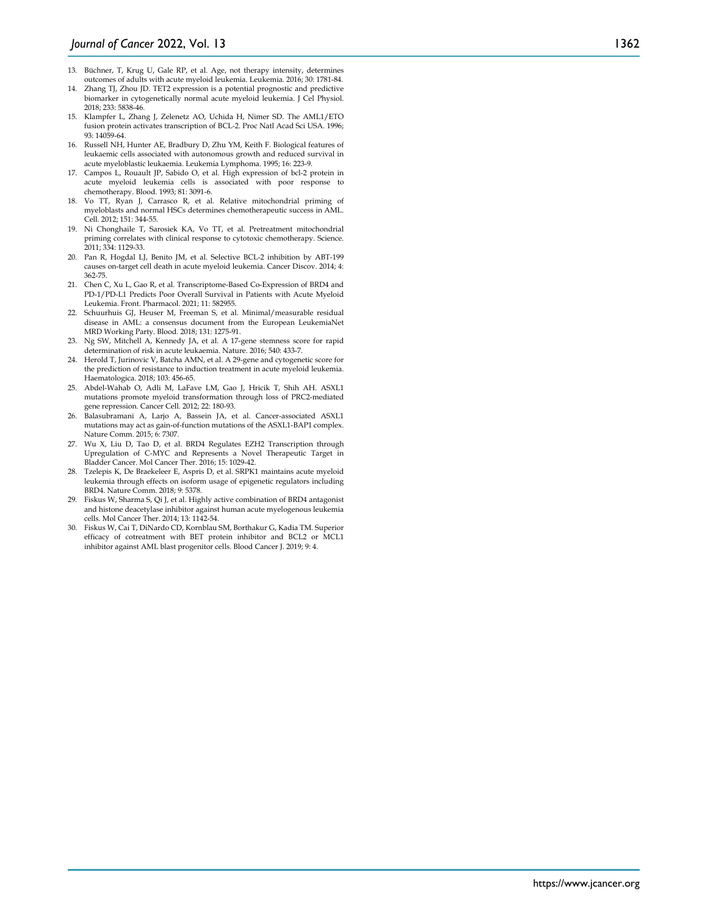13. Büchner, T, Krug U, Gale RP, et al. Age, not therapy intensity, determines outcomes of adults with acute myeloid leukemia. Leukemia. 2016; 30: 1781-84.
14. Zhang TJ, Zhou JD. TET2 expression is a potential prognostic and predictive biomarker in cytogenetically normal acute myeloid leukemia. J Cel Physiol. 2018; 233: 5838-46.
15. Klampfer L, Zhang J, Zelenetz AO, Uchida H, Nimer SD. The AML1/ETO fusion protein activates transcription of BCL-2. Proc Natl Acad Sci USA. 1996; 93: 14059-64.
16. Russell NH, Hunter AE, Bradbury D, Zhu YM, Keith F. Biological features of leukaemic cells associated with autonomous growth and reduced survival in acute myeloblastic leukaemia. Leukemia Lymphoma. 1995; 16: 223-9.
17. Campos L, Rouault JP, Sabido O, et al. High expression of bcl-2 protein in acute myeloid leukemia cells is associated with poor response to chemotherapy. Blood. 1993; 81: 3091-6.
18. Vo TT, Ryan J, Carrasco R, et al. Relative mitochondrial priming of myeloblasts and normal HSCs determines chemotherapeutic success in AML. Cell. 2012; 151: 344-55.
19. Ni Chonghaile T, Sarosiek KA, Vo TT, et al. Pretreatment mitochondrial priming correlates with clinical response to cytotoxic chemotherapy. Science. 2011; 334: 1129-33.
20. Pan R, Hogdal LJ, Benito JM, et al. Selective BCL-2 inhibition by ABT-199 causes on-target cell death in acute myeloid leukemia. Cancer Discov. 2014; 4: 362-75.
21. Chen C, Xu L, Gao R, et al. Transcriptome-Based Co-Expression of BRD4 and PD-1/PD-L1 Predicts Poor Overall Survival in Patients with Acute Myeloid Leukemia. Front. Pharmacol. 2021; 11: 582955.
22. Schuurhuis GJ, Heuser M, Freeman S, et al. Minimal/measurable residual disease in AML: a consensus document from the European LeukemiaNet MRD Working Party. Blood. 2018; 131: 1275-91.
23. Ng SW, Mitchell A, Kennedy JA, et al. A 17-gene stemness score for rapid determination of risk in acute leukaemia. Nature. 2016; 540: 433-7.
24. Herold T, Jurinovic V, Batcha AMN, et al. A 29-gene and cytogenetic score for the prediction of resistance to induction treatment in acute myeloid leukemia. Haematologica. 2018; 103: 456-65.
25. Abdel-Wahab O, Adli M, LaFave LM, Gao J, Hricik T, Shih AH. ASXL1 mutations promote myeloid transformation through loss of PRC2-mediated gene repression. Cancer Cell. 2012; 22: 180-93.
26. Balasubramani A, Larjo A, Bassein JA, et al. Cancer-associated ASXL1 mutations may act as gain-of-function mutations of the ASXL1-BAP1 complex. Nature Comm. 2015; 6: 7307.
27. Wu X, Liu D, Tao D, et al. BRD4 Regulates EZH2 Transcription through Upregulation of C-MYC and Represents a Novel Therapeutic Target in Bladder Cancer. Mol Cancer Ther. 2016; 15: 1029-42.
28. Tzelepis K, De Braekeleer E, Aspris D, et al. SRPK1 maintains acute myeloid leukemia through effects on isoform usage of epigenetic regulators including BRD4. Nature Comm. 2018; 9: 5378.
29. Fiskus W, Sharma S, Qi J, et al. Highly active combination of BRD4 antagonist and histone deacetylase inhibitor against human acute myelogenous leukemia cells. Mol Cancer Ther. 2014; 13: 1142-54.
30. Fiskus W, Cai T, DiNardo CD, Kornblau SM, Borthakur G, Kadia TM. Superior efficacy of cotreatment with BET protein inhibitor and BCL2 or MCL1 inhibitor against AML blast progenitor cells. Blood Cancer J. 2019; 9: 4.